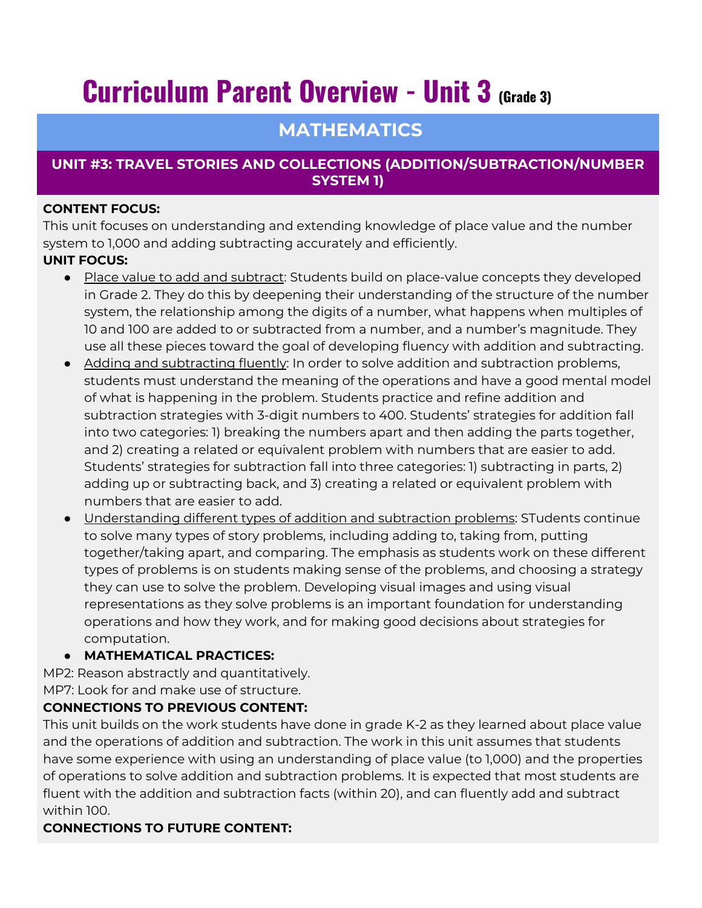# Curriculum Parent Overview - Unit 3 (Grade 3)

## MATHEMATICS

### UNIT #3: TRAVEL STORIES AND COLLECTIONS (ADDITION/SUBTRACTION/NUMBER SYSTEM 1)

**CONTENT FOCUS:**

This unit focuses on understanding and extending knowledge of place value and the number system to 1,000 and adding subtracting accurately and efficiently.

**UNIT FOCUS:**

- Place value to add and subtract: Students build on place-value concepts they developed in Grade 2. They do this by deepening their understanding of the structure of the number system, the relationship among the digits of a number, what happens when multiples of 10 and 100 are added to or subtracted from a number, and a number's magnitude. They use all these pieces toward the goal of developing fluency with addition and subtracting.
- Adding and subtracting fluently: In order to solve addition and subtraction problems, students must understand the meaning of the operations and have a good mental model of what is happening in the problem. Students practice and refine addition and subtraction strategies with 3-digit numbers to 400. Students' strategies for addition fall into two categories: 1) breaking the numbers apart and then adding the parts together, and 2) creating a related or equivalent problem with numbers that are easier to add. Students' strategies for subtraction fall into three categories: 1) subtracting in parts, 2) adding up or subtracting back, and 3) creating a related or equivalent problem with numbers that are easier to add.
- Understanding different types of addition and subtraction problems: STudents continue to solve many types of story problems, including adding to, taking from, putting together/taking apart, and comparing. The emphasis as students work on these different types of problems is on students making sense of the problems, and choosing a strategy they can use to solve the problem. Developing visual images and using visual representations as they solve problems is an important foundation for understanding operations and how they work, and for making good decisions about strategies for computation.
- **MATHEMATICAL PRACTICES:**

MP2: Reason abstractly and quantitatively.

MP7: Look for and make use of structure.

**CONNECTIONS TO PREVIOUS CONTENT:**

This unit builds on the work students have done in grade K-2 as they learned about place value and the operations of addition and subtraction. The work in this unit assumes that students have some experience with using an understanding of place value (to 1,000) and the properties of operations to solve addition and subtraction problems. It is expected that most students are fluent with the addition and subtraction facts (within 20), and can fluently add and subtract within 100.

**CONNECTIONS TO FUTURE CONTENT:**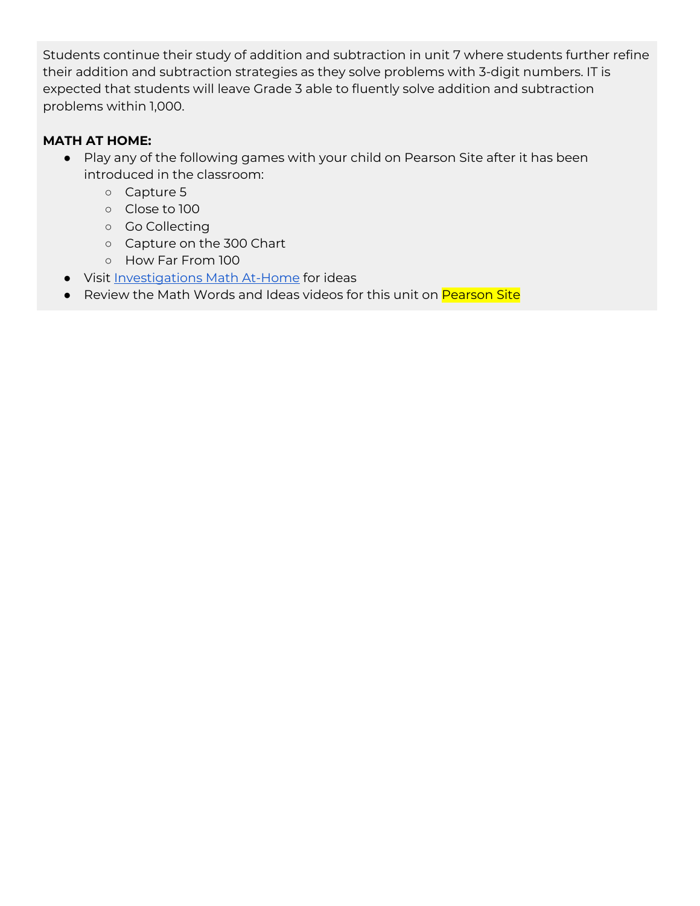Students continue their study of addition and subtraction in unit 7 where students further refine their addition and subtraction strategies as they solve problems with 3-digit numbers. IT is expected that students will leave Grade 3 able to fluently solve addition and subtraction problems within 1,000.

**MATH AT HOME:**

- Play any of the following games with your child on Pearson Site after it has been introduced in the classroom:
  - Capture 5
  - Close to 100
  - Go Collecting
  - Capture on the 300 Chart
  - How Far From 100
- Visit Investigations Math At-Home for ideas
- Review the Math Words and Ideas videos for this unit on Pearson Site